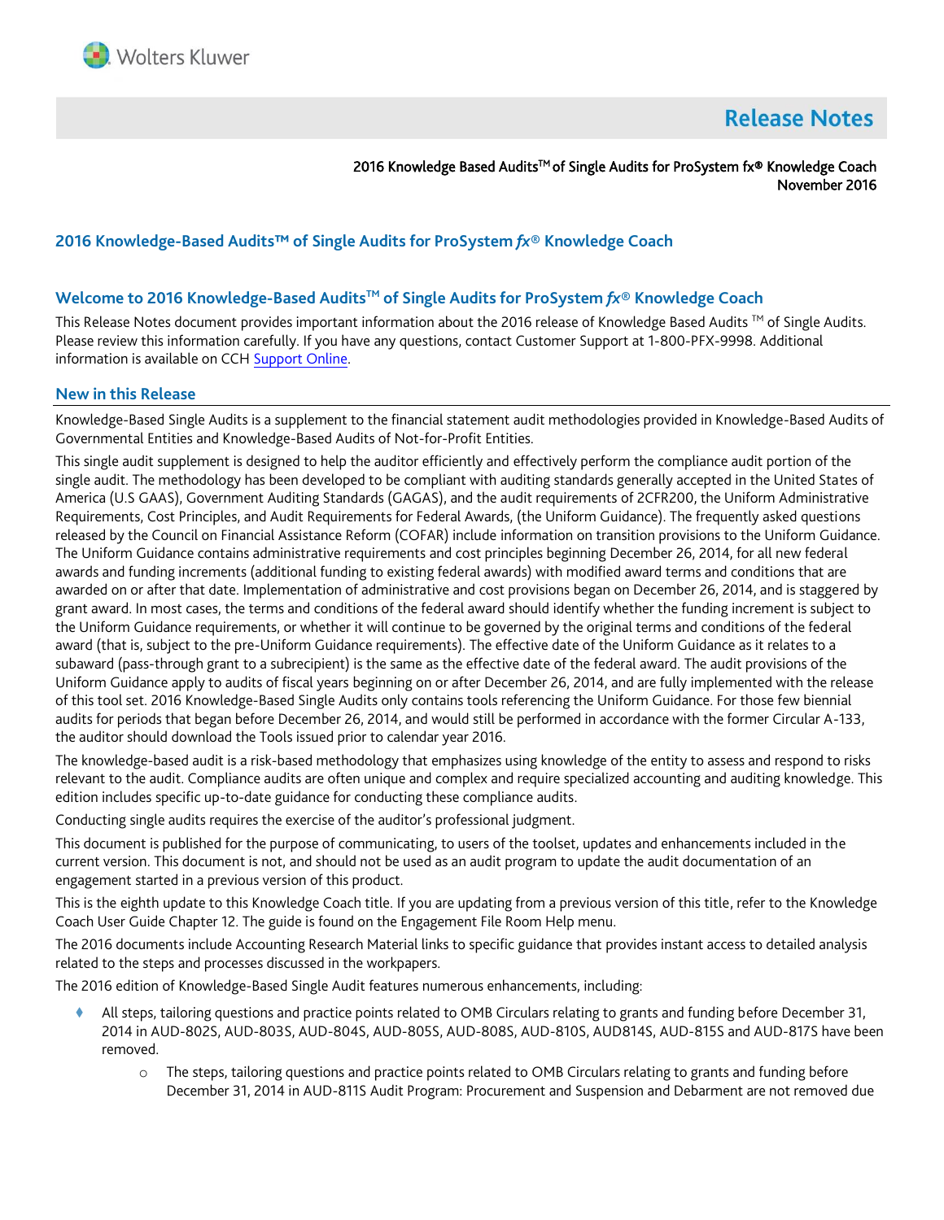Wolters Kluwer

# Release Notes

2016 Knowledge Based Audits™ of Single Audits for ProSystem fx® Knowledge Coach
November 2016

## 2016 Knowledge-Based Audits™ of Single Audits for ProSystem *fx*® Knowledge Coach

### Welcome to 2016 Knowledge-Based Audits™ of Single Audits for ProSystem *fx*® Knowledge Coach

This Release Notes document provides important information about the 2016 release of Knowledge Based Audits ™ of Single Audits. Please review this information carefully. If you have any questions, contact Customer Support at 1-800-PFX-9998. Additional information is available on CCH Support Online.

### New in this Release

Knowledge-Based Single Audits is a supplement to the financial statement audit methodologies provided in Knowledge-Based Audits of Governmental Entities and Knowledge-Based Audits of Not-for-Profit Entities.

This single audit supplement is designed to help the auditor efficiently and effectively perform the compliance audit portion of the single audit. The methodology has been developed to be compliant with auditing standards generally accepted in the United States of America (U.S GAAS), Government Auditing Standards (GAGAS), and the audit requirements of 2CFR200, the Uniform Administrative Requirements, Cost Principles, and Audit Requirements for Federal Awards, (the Uniform Guidance). The frequently asked questions released by the Council on Financial Assistance Reform (COFAR) include information on transition provisions to the Uniform Guidance. The Uniform Guidance contains administrative requirements and cost principles beginning December 26, 2014, for all new federal awards and funding increments (additional funding to existing federal awards) with modified award terms and conditions that are awarded on or after that date. Implementation of administrative and cost provisions began on December 26, 2014, and is staggered by grant award. In most cases, the terms and conditions of the federal award should identify whether the funding increment is subject to the Uniform Guidance requirements, or whether it will continue to be governed by the original terms and conditions of the federal award (that is, subject to the pre-Uniform Guidance requirements). The effective date of the Uniform Guidance as it relates to a subaward (pass-through grant to a subrecipient) is the same as the effective date of the federal award. The audit provisions of the Uniform Guidance apply to audits of fiscal years beginning on or after December 26, 2014, and are fully implemented with the release of this tool set. 2016 Knowledge-Based Single Audits only contains tools referencing the Uniform Guidance. For those few biennial audits for periods that began before December 26, 2014, and would still be performed in accordance with the former Circular A-133, the auditor should download the Tools issued prior to calendar year 2016.

The knowledge-based audit is a risk-based methodology that emphasizes using knowledge of the entity to assess and respond to risks relevant to the audit. Compliance audits are often unique and complex and require specialized accounting and auditing knowledge. This edition includes specific up-to-date guidance for conducting these compliance audits.

Conducting single audits requires the exercise of the auditor's professional judgment.

This document is published for the purpose of communicating, to users of the toolset, updates and enhancements included in the current version. This document is not, and should not be used as an audit program to update the audit documentation of an engagement started in a previous version of this product.

This is the eighth update to this Knowledge Coach title. If you are updating from a previous version of this title, refer to the Knowledge Coach User Guide Chapter 12. The guide is found on the Engagement File Room Help menu.

The 2016 documents include Accounting Research Material links to specific guidance that provides instant access to detailed analysis related to the steps and processes discussed in the workpapers.

The 2016 edition of Knowledge-Based Single Audit features numerous enhancements, including:

- All steps, tailoring questions and practice points related to OMB Circulars relating to grants and funding before December 31, 2014 in AUD-802S, AUD-803S, AUD-804S, AUD-805S, AUD-808S, AUD-810S, AUD814S, AUD-815S and AUD-817S have been removed.
  - The steps, tailoring questions and practice points related to OMB Circulars relating to grants and funding before December 31, 2014 in AUD-811S Audit Program: Procurement and Suspension and Debarment are not removed due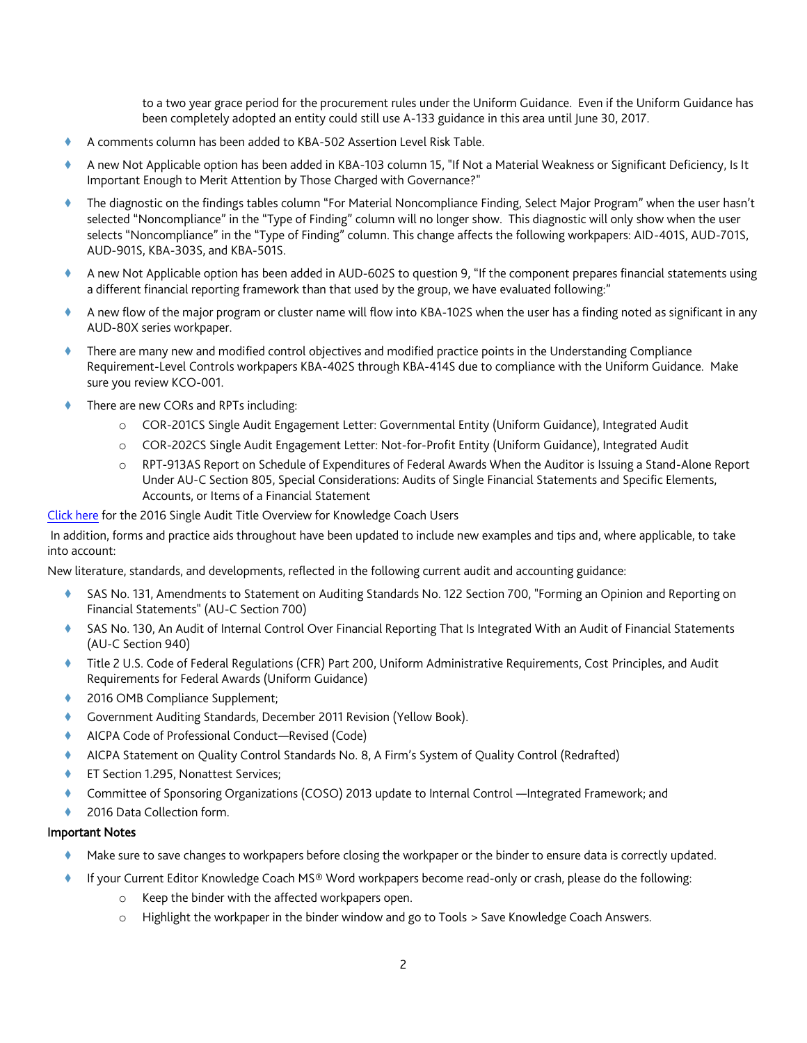to a two year grace period for the procurement rules under the Uniform Guidance. Even if the Uniform Guidance has been completely adopted an entity could still use A-133 guidance in this area until June 30, 2017.

- A comments column has been added to KBA-502 Assertion Level Risk Table.
- A new Not Applicable option has been added in KBA-103 column 15, "If Not a Material Weakness or Significant Deficiency, Is It Important Enough to Merit Attention by Those Charged with Governance?"
- The diagnostic on the findings tables column "For Material Noncompliance Finding, Select Major Program" when the user hasn't selected "Noncompliance" in the "Type of Finding" column will no longer show. This diagnostic will only show when the user selects "Noncompliance" in the "Type of Finding" column. This change affects the following workpapers: AID-401S, AUD-701S, AUD-901S, KBA-303S, and KBA-501S.
- A new Not Applicable option has been added in AUD-602S to question 9, "If the component prepares financial statements using a different financial reporting framework than that used by the group, we have evaluated following:"
- A new flow of the major program or cluster name will flow into KBA-102S when the user has a finding noted as significant in any AUD-80X series workpaper.
- There are many new and modified control objectives and modified practice points in the Understanding Compliance Requirement-Level Controls workpapers KBA-402S through KBA-414S due to compliance with the Uniform Guidance. Make sure you review KCO-001.
- There are new CORs and RPTs including:
  - COR-201CS Single Audit Engagement Letter: Governmental Entity (Uniform Guidance), Integrated Audit
  - COR-202CS Single Audit Engagement Letter: Not-for-Profit Entity (Uniform Guidance), Integrated Audit
  - RPT-913AS Report on Schedule of Expenditures of Federal Awards When the Auditor is Issuing a Stand-Alone Report Under AU-C Section 805, Special Considerations: Audits of Single Financial Statements and Specific Elements, Accounts, or Items of a Financial Statement

Click here for the 2016 Single Audit Title Overview for Knowledge Coach Users

In addition, forms and practice aids throughout have been updated to include new examples and tips and, where applicable, to take into account:

New literature, standards, and developments, reflected in the following current audit and accounting guidance:

- SAS No. 131, Amendments to Statement on Auditing Standards No. 122 Section 700, "Forming an Opinion and Reporting on Financial Statements" (AU-C Section 700)
- SAS No. 130, An Audit of Internal Control Over Financial Reporting That Is Integrated With an Audit of Financial Statements (AU-C Section 940)
- Title 2 U.S. Code of Federal Regulations (CFR) Part 200, Uniform Administrative Requirements, Cost Principles, and Audit Requirements for Federal Awards (Uniform Guidance)
- 2016 OMB Compliance Supplement;
- Government Auditing Standards, December 2011 Revision (Yellow Book).
- AICPA Code of Professional Conduct—Revised (Code)
- AICPA Statement on Quality Control Standards No. 8, A Firm's System of Quality Control (Redrafted)
- ET Section 1.295, Nonattest Services;
- Committee of Sponsoring Organizations (COSO) 2013 update to Internal Control —Integrated Framework; and
- 2016 Data Collection form.

**Important Notes**

- Make sure to save changes to workpapers before closing the workpaper or the binder to ensure data is correctly updated.
- If your Current Editor Knowledge Coach MS® Word workpapers become read-only or crash, please do the following:
  - Keep the binder with the affected workpapers open.
  - Highlight the workpaper in the binder window and go to Tools > Save Knowledge Coach Answers.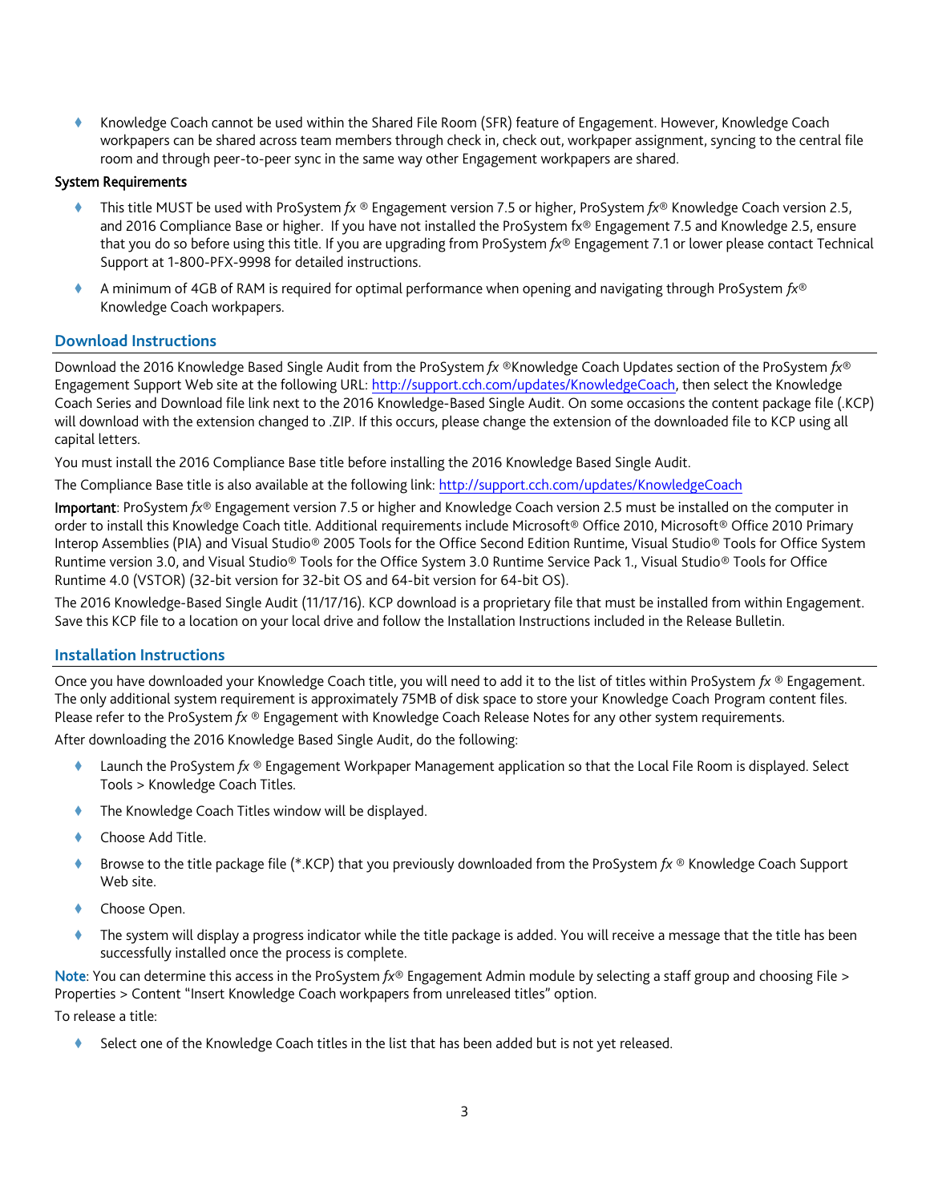- Knowledge Coach cannot be used within the Shared File Room (SFR) feature of Engagement. However, Knowledge Coach workpapers can be shared across team members through check in, check out, workpaper assignment, syncing to the central file room and through peer-to-peer sync in the same way other Engagement workpapers are shared.

System Requirements

- This title MUST be used with ProSystem *fx* ® Engagement version 7.5 or higher, ProSystem *fx*® Knowledge Coach version 2.5, and 2016 Compliance Base or higher. If you have not installed the ProSystem fx® Engagement 7.5 and Knowledge 2.5, ensure that you do so before using this title. If you are upgrading from ProSystem *fx*® Engagement 7.1 or lower please contact Technical Support at 1-800-PFX-9998 for detailed instructions.
- A minimum of 4GB of RAM is required for optimal performance when opening and navigating through ProSystem *fx*® Knowledge Coach workpapers.

## Download Instructions

Download the 2016 Knowledge Based Single Audit from the ProSystem *fx* ®Knowledge Coach Updates section of the ProSystem *fx*® Engagement Support Web site at the following URL: http://support.cch.com/updates/KnowledgeCoach, then select the Knowledge Coach Series and Download file link next to the 2016 Knowledge-Based Single Audit. On some occasions the content package file (.KCP) will download with the extension changed to .ZIP. If this occurs, please change the extension of the downloaded file to KCP using all capital letters.

You must install the 2016 Compliance Base title before installing the 2016 Knowledge Based Single Audit.

The Compliance Base title is also available at the following link: http://support.cch.com/updates/KnowledgeCoach

**Important**: ProSystem *fx*® Engagement version 7.5 or higher and Knowledge Coach version 2.5 must be installed on the computer in order to install this Knowledge Coach title. Additional requirements include Microsoft® Office 2010, Microsoft® Office 2010 Primary Interop Assemblies (PIA) and Visual Studio® 2005 Tools for the Office Second Edition Runtime, Visual Studio® Tools for Office System Runtime version 3.0, and Visual Studio® Tools for the Office System 3.0 Runtime Service Pack 1., Visual Studio® Tools for Office Runtime 4.0 (VSTOR) (32-bit version for 32-bit OS and 64-bit version for 64-bit OS).

The 2016 Knowledge-Based Single Audit (11/17/16). KCP download is a proprietary file that must be installed from within Engagement. Save this KCP file to a location on your local drive and follow the Installation Instructions included in the Release Bulletin.

## Installation Instructions

Once you have downloaded your Knowledge Coach title, you will need to add it to the list of titles within ProSystem *fx* ® Engagement. The only additional system requirement is approximately 75MB of disk space to store your Knowledge Coach Program content files. Please refer to the ProSystem *fx* ® Engagement with Knowledge Coach Release Notes for any other system requirements.

After downloading the 2016 Knowledge Based Single Audit, do the following:

- Launch the ProSystem *fx* ® Engagement Workpaper Management application so that the Local File Room is displayed. Select Tools > Knowledge Coach Titles.
- The Knowledge Coach Titles window will be displayed.
- Choose Add Title.
- Browse to the title package file (*.KCP) that you previously downloaded from the ProSystem *fx* ® Knowledge Coach Support Web site.
- Choose Open.
- The system will display a progress indicator while the title package is added. You will receive a message that the title has been successfully installed once the process is complete.

**Note**: You can determine this access in the ProSystem *fx*® Engagement Admin module by selecting a staff group and choosing File > Properties > Content "Insert Knowledge Coach workpapers from unreleased titles" option.

To release a title:

- Select one of the Knowledge Coach titles in the list that has been added but is not yet released.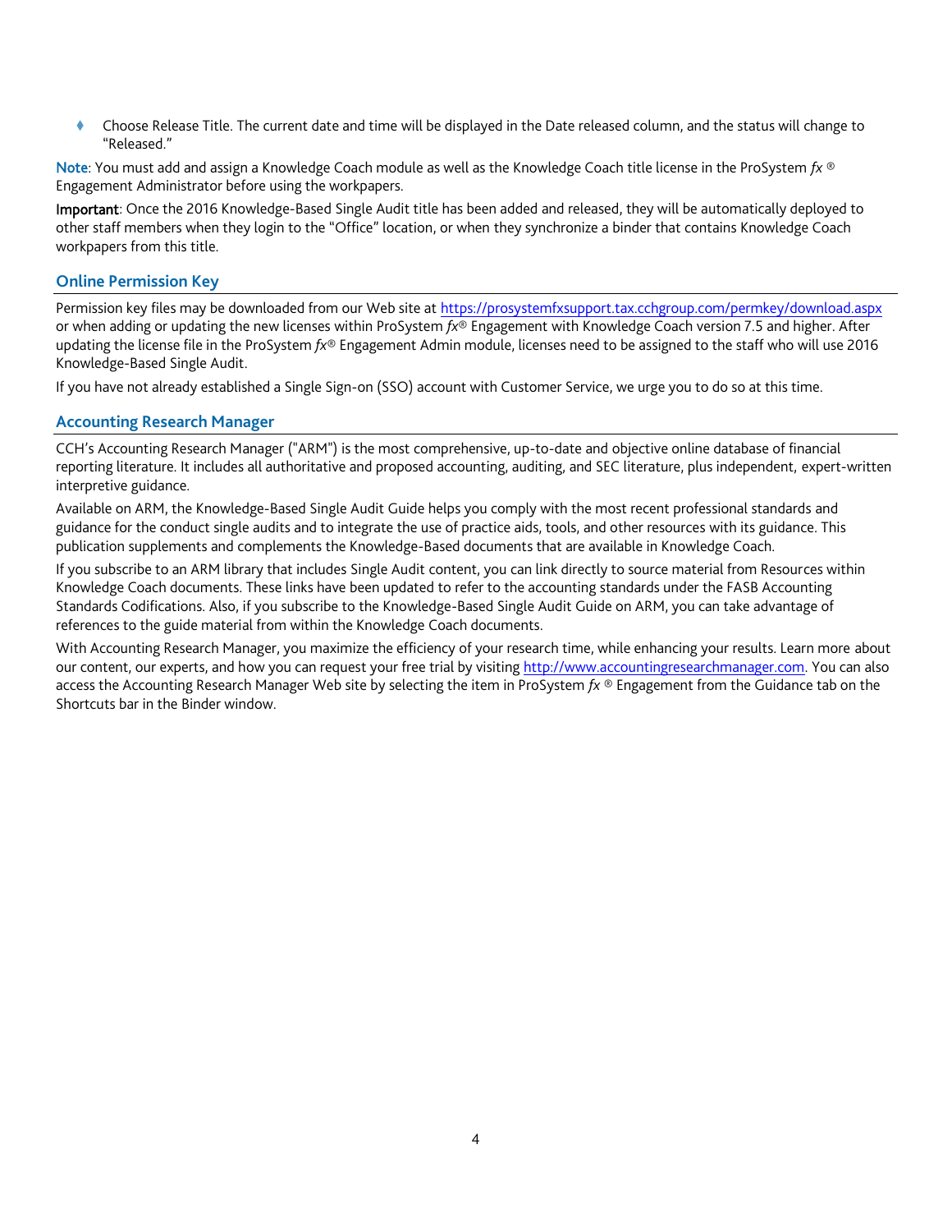- Choose Release Title. The current date and time will be displayed in the Date released column, and the status will change to "Released."

**Note**: You must add and assign a Knowledge Coach module as well as the Knowledge Coach title license in the ProSystem *fx* ® Engagement Administrator before using the workpapers.

**Important**: Once the 2016 Knowledge-Based Single Audit title has been added and released, they will be automatically deployed to other staff members when they login to the "Office" location, or when they synchronize a binder that contains Knowledge Coach workpapers from this title.

## Online Permission Key

Permission key files may be downloaded from our Web site at https://prosystemfxsupport.tax.cchgroup.com/permkey/download.aspx or when adding or updating the new licenses within ProSystem *fx*® Engagement with Knowledge Coach version 7.5 and higher. After updating the license file in the ProSystem *fx*® Engagement Admin module, licenses need to be assigned to the staff who will use 2016 Knowledge-Based Single Audit.

If you have not already established a Single Sign-on (SSO) account with Customer Service, we urge you to do so at this time.

## Accounting Research Manager

CCH's Accounting Research Manager ("ARM") is the most comprehensive, up-to-date and objective online database of financial reporting literature. It includes all authoritative and proposed accounting, auditing, and SEC literature, plus independent, expert-written interpretive guidance.

Available on ARM, the Knowledge-Based Single Audit Guide helps you comply with the most recent professional standards and guidance for the conduct single audits and to integrate the use of practice aids, tools, and other resources with its guidance. This publication supplements and complements the Knowledge-Based documents that are available in Knowledge Coach.

If you subscribe to an ARM library that includes Single Audit content, you can link directly to source material from Resources within Knowledge Coach documents. These links have been updated to refer to the accounting standards under the FASB Accounting Standards Codifications. Also, if you subscribe to the Knowledge-Based Single Audit Guide on ARM, you can take advantage of references to the guide material from within the Knowledge Coach documents.

With Accounting Research Manager, you maximize the efficiency of your research time, while enhancing your results. Learn more about our content, our experts, and how you can request your free trial by visiting http://www.accountingresearchmanager.com. You can also access the Accounting Research Manager Web site by selecting the item in ProSystem *fx* ® Engagement from the Guidance tab on the Shortcuts bar in the Binder window.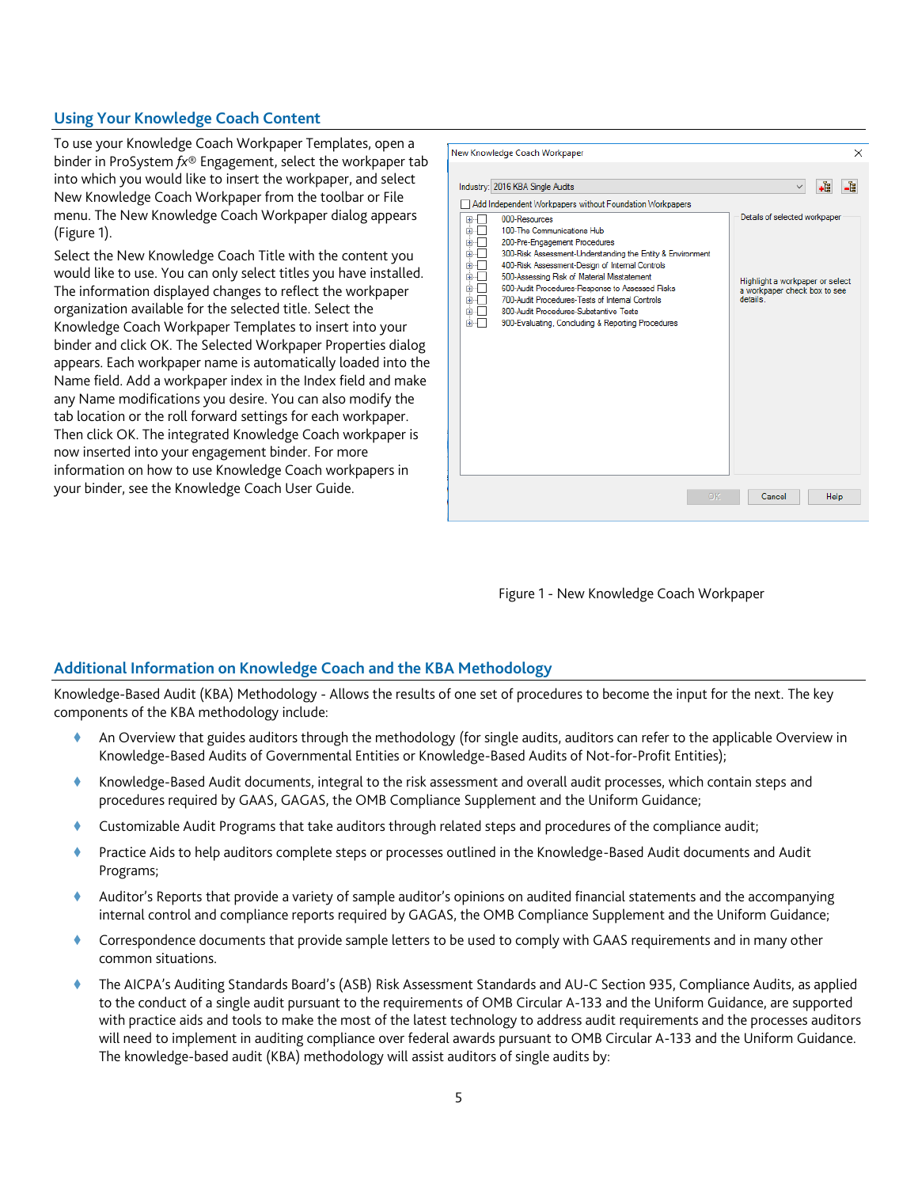## Using Your Knowledge Coach Content

To use your Knowledge Coach Workpaper Templates, open a binder in ProSystem *fx*® Engagement, select the workpaper tab into which you would like to insert the workpaper, and select New Knowledge Coach Workpaper from the toolbar or File menu. The New Knowledge Coach Workpaper dialog appears (Figure 1).

Select the New Knowledge Coach Title with the content you would like to use. You can only select titles you have installed. The information displayed changes to reflect the workpaper organization available for the selected title. Select the Knowledge Coach Workpaper Templates to insert into your binder and click OK. The Selected Workpaper Properties dialog appears. Each workpaper name is automatically loaded into the Name field. Add a workpaper index in the Index field and make any Name modifications you desire. You can also modify the tab location or the roll forward settings for each workpaper. Then click OK. The integrated Knowledge Coach workpaper is now inserted into your engagement binder. For more information on how to use Knowledge Coach workpapers in your binder, see the Knowledge Coach User Guide.

Figure 1 - New Knowledge Coach Workpaper

## Additional Information on Knowledge Coach and the KBA Methodology

Knowledge-Based Audit (KBA) Methodology - Allows the results of one set of procedures to become the input for the next. The key components of the KBA methodology include:

- An Overview that guides auditors through the methodology (for single audits, auditors can refer to the applicable Overview in Knowledge-Based Audits of Governmental Entities or Knowledge-Based Audits of Not-for-Profit Entities);
- Knowledge-Based Audit documents, integral to the risk assessment and overall audit processes, which contain steps and procedures required by GAAS, GAGAS, the OMB Compliance Supplement and the Uniform Guidance;
- Customizable Audit Programs that take auditors through related steps and procedures of the compliance audit;
- Practice Aids to help auditors complete steps or processes outlined in the Knowledge-Based Audit documents and Audit Programs;
- Auditor's Reports that provide a variety of sample auditor's opinions on audited financial statements and the accompanying internal control and compliance reports required by GAGAS, the OMB Compliance Supplement and the Uniform Guidance;
- Correspondence documents that provide sample letters to be used to comply with GAAS requirements and in many other common situations.
- The AICPA's Auditing Standards Board's (ASB) Risk Assessment Standards and AU-C Section 935, Compliance Audits, as applied to the conduct of a single audit pursuant to the requirements of OMB Circular A-133 and the Uniform Guidance, are supported with practice aids and tools to make the most of the latest technology to address audit requirements and the processes auditors will need to implement in auditing compliance over federal awards pursuant to OMB Circular A-133 and the Uniform Guidance. The knowledge-based audit (KBA) methodology will assist auditors of single audits by: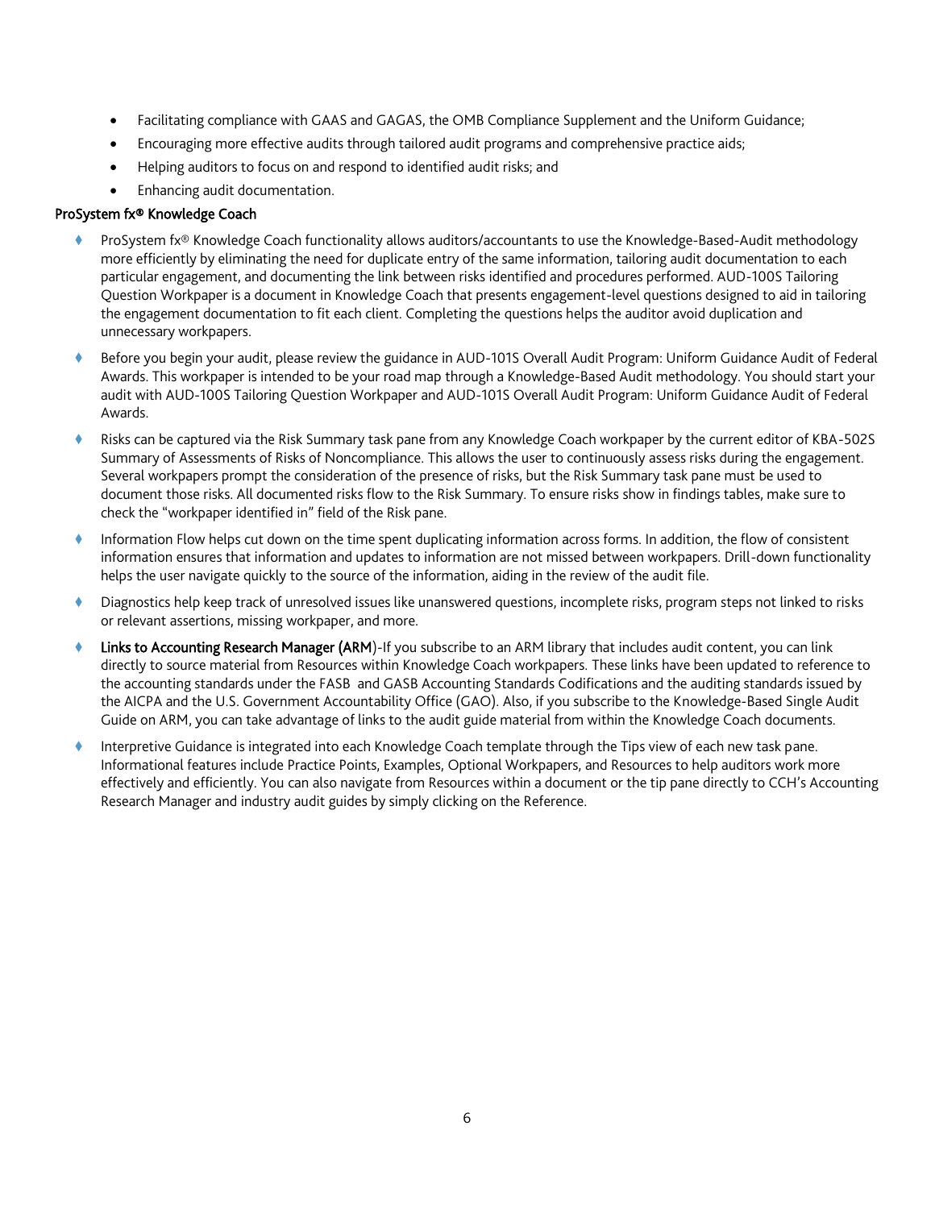- Facilitating compliance with GAAS and GAGAS, the OMB Compliance Supplement and the Uniform Guidance;
- Encouraging more effective audits through tailored audit programs and comprehensive practice aids;
- Helping auditors to focus on and respond to identified audit risks; and
- Enhancing audit documentation.

### ProSystem fx® Knowledge Coach

- ProSystem fx® Knowledge Coach functionality allows auditors/accountants to use the Knowledge-Based-Audit methodology more efficiently by eliminating the need for duplicate entry of the same information, tailoring audit documentation to each particular engagement, and documenting the link between risks identified and procedures performed. AUD-100S Tailoring Question Workpaper is a document in Knowledge Coach that presents engagement-level questions designed to aid in tailoring the engagement documentation to fit each client. Completing the questions helps the auditor avoid duplication and unnecessary workpapers.
- Before you begin your audit, please review the guidance in AUD-101S Overall Audit Program: Uniform Guidance Audit of Federal Awards. This workpaper is intended to be your road map through a Knowledge-Based Audit methodology. You should start your audit with AUD-100S Tailoring Question Workpaper and AUD-101S Overall Audit Program: Uniform Guidance Audit of Federal Awards.
- Risks can be captured via the Risk Summary task pane from any Knowledge Coach workpaper by the current editor of KBA-502S Summary of Assessments of Risks of Noncompliance. This allows the user to continuously assess risks during the engagement. Several workpapers prompt the consideration of the presence of risks, but the Risk Summary task pane must be used to document those risks. All documented risks flow to the Risk Summary. To ensure risks show in findings tables, make sure to check the "workpaper identified in" field of the Risk pane.
- Information Flow helps cut down on the time spent duplicating information across forms. In addition, the flow of consistent information ensures that information and updates to information are not missed between workpapers. Drill-down functionality helps the user navigate quickly to the source of the information, aiding in the review of the audit file.
- Diagnostics help keep track of unresolved issues like unanswered questions, incomplete risks, program steps not linked to risks or relevant assertions, missing workpaper, and more.
- **Links to Accounting Research Manager (ARM)**-If you subscribe to an ARM library that includes audit content, you can link directly to source material from Resources within Knowledge Coach workpapers. These links have been updated to reference to the accounting standards under the FASB and GASB Accounting Standards Codifications and the auditing standards issued by the AICPA and the U.S. Government Accountability Office (GAO). Also, if you subscribe to the Knowledge-Based Single Audit Guide on ARM, you can take advantage of links to the audit guide material from within the Knowledge Coach documents.
- Interpretive Guidance is integrated into each Knowledge Coach template through the Tips view of each new task pane. Informational features include Practice Points, Examples, Optional Workpapers, and Resources to help auditors work more effectively and efficiently. You can also navigate from Resources within a document or the tip pane directly to CCH's Accounting Research Manager and industry audit guides by simply clicking on the Reference.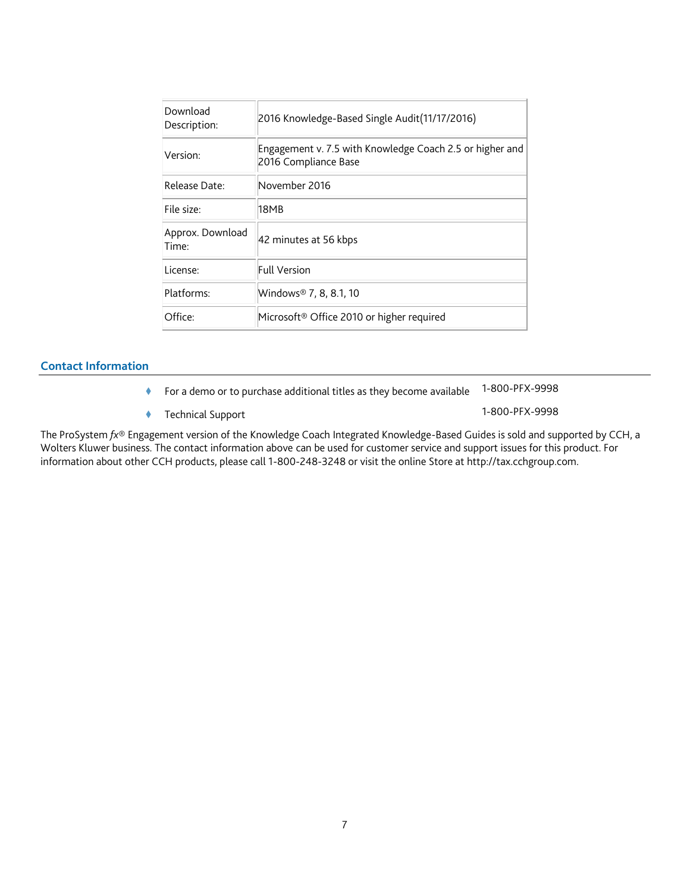| | |
|---|---|
| Download Description: | 2016 Knowledge-Based Single Audit(11/17/2016) |
| Version: | Engagement v. 7.5 with Knowledge Coach 2.5 or higher and 2016 Compliance Base |
| Release Date: | November 2016 |
| File size: | 18MB |
| Approx. Download Time: | 42 minutes at 56 kbps |
| License: | Full Version |
| Platforms: | Windows® 7, 8, 8.1, 10 |
| Office: | Microsoft® Office 2010 or higher required |

## Contact Information

- For a demo or to purchase additional titles as they become available 1-800-PFX-9998
- Technical Support 1-800-PFX-9998

The ProSystem *fx*® Engagement version of the Knowledge Coach Integrated Knowledge-Based Guides is sold and supported by CCH, a Wolters Kluwer business. The contact information above can be used for customer service and support issues for this product. For information about other CCH products, please call 1-800-248-3248 or visit the online Store at http://tax.cchgroup.com.